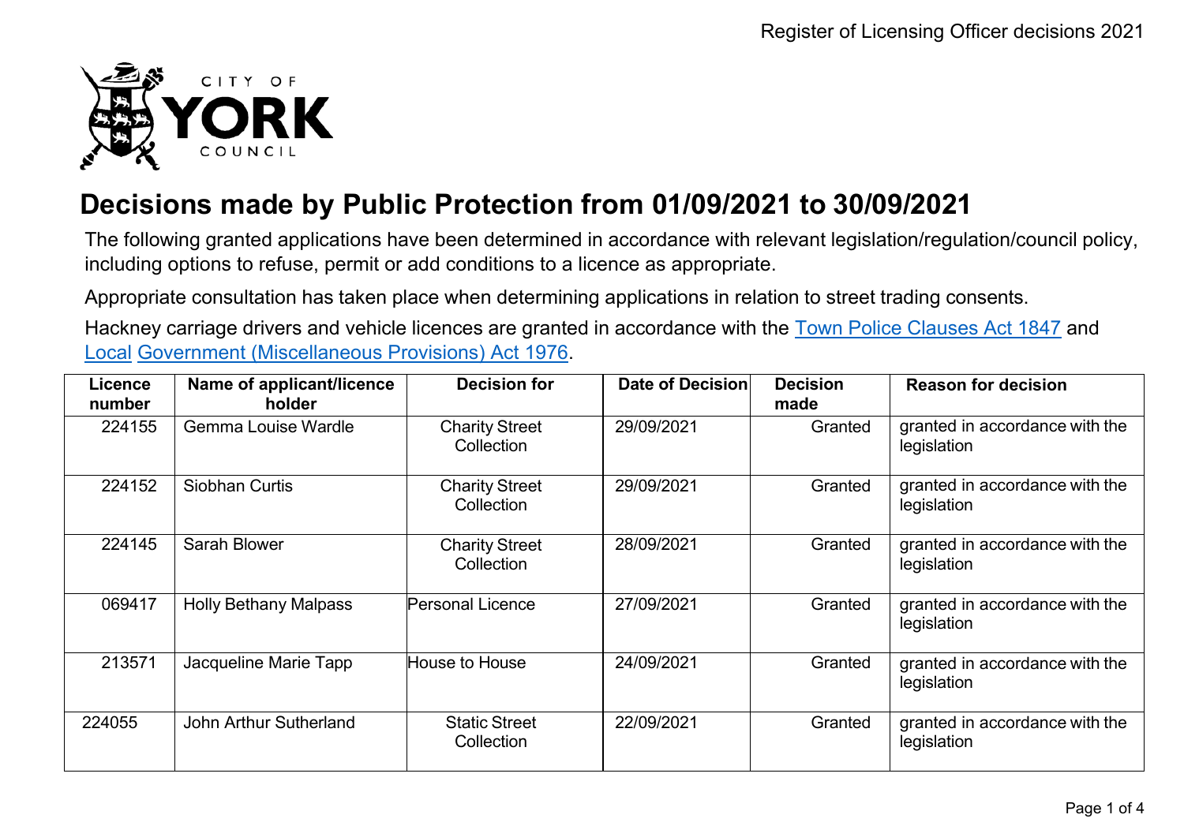# Decisions made by Public Protection from 01/09/2021 to 30/09/2021

The following granted applications have been determined in accordance with relevant legislation/regulation/council policy, including options to refuse, permit or add conditions to a licence as appropriate.

Appropriate consultation has taken place when determining applications in relation to street trading consents.

Hackney carriage drivers and vehicle licences are granted in accordance with the Town Police Clauses Act 1847 and Local Government (Miscellaneous Provisions) Act 1976.

| Licence number | Name of applicant/licence holder | Decision for | Date of Decision | Decision made | Reason for decision |
|---|---|---|---|---|---|
| 224155 | Gemma Louise Wardle | Charity Street Collection | 29/09/2021 | Granted | granted in accordance with the legislation |
| 224152 | Siobhan Curtis | Charity Street Collection | 29/09/2021 | Granted | granted in accordance with the legislation |
| 224145 | Sarah Blower | Charity Street Collection | 28/09/2021 | Granted | granted in accordance with the legislation |
| 069417 | Holly Bethany Malpass | Personal Licence | 27/09/2021 | Granted | granted in accordance with the legislation |
| 213571 | Jacqueline Marie Tapp | House to House | 24/09/2021 | Granted | granted in accordance with the legislation |
| 224055 | John Arthur Sutherland | Static Street Collection | 22/09/2021 | Granted | granted in accordance with the legislation |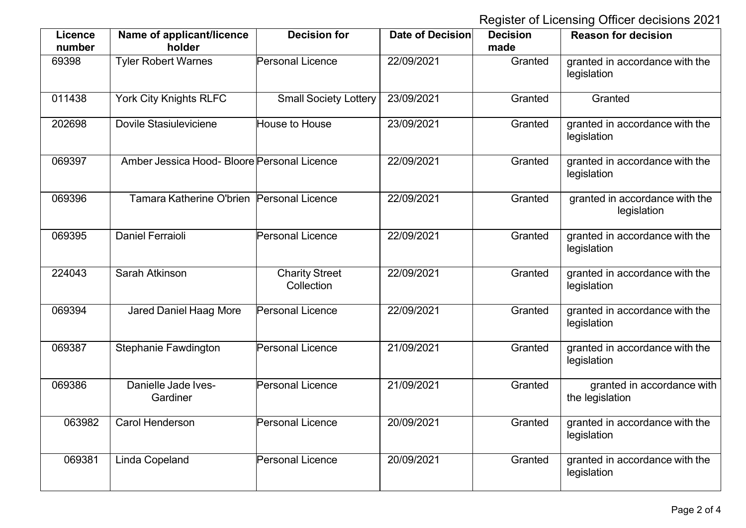Register of Licensing Officer decisions 2021

| Licence number | Name of applicant/licence holder | Decision for | Date of Decision | Decision made | Reason for decision |
|---|---|---|---|---|---|
| 69398 | Tyler Robert Warnes | Personal Licence | 22/09/2021 | Granted | granted in accordance with the legislation |
| 011438 | York City Knights RLFC | Small Society Lottery | 23/09/2021 | Granted | Granted |
| 202698 | Dovile Stasiuleviciene | House to House | 23/09/2021 | Granted | granted in accordance with the legislation |
| 069397 | Amber Jessica Hood- Bloore | Personal Licence | 22/09/2021 | Granted | granted in accordance with the legislation |
| 069396 | Tamara Katherine O'brien | Personal Licence | 22/09/2021 | Granted | granted in accordance with the legislation |
| 069395 | Daniel Ferraioli | Personal Licence | 22/09/2021 | Granted | granted in accordance with the legislation |
| 224043 | Sarah Atkinson | Charity Street Collection | 22/09/2021 | Granted | granted in accordance with the legislation |
| 069394 | Jared Daniel Haag More | Personal Licence | 22/09/2021 | Granted | granted in accordance with the legislation |
| 069387 | Stephanie Fawdington | Personal Licence | 21/09/2021 | Granted | granted in accordance with the legislation |
| 069386 | Danielle Jade Ives-Gardiner | Personal Licence | 21/09/2021 | Granted | granted in accordance with the legislation |
| 063982 | Carol Henderson | Personal Licence | 20/09/2021 | Granted | granted in accordance with the legislation |
| 069381 | Linda Copeland | Personal Licence | 20/09/2021 | Granted | granted in accordance with the legislation |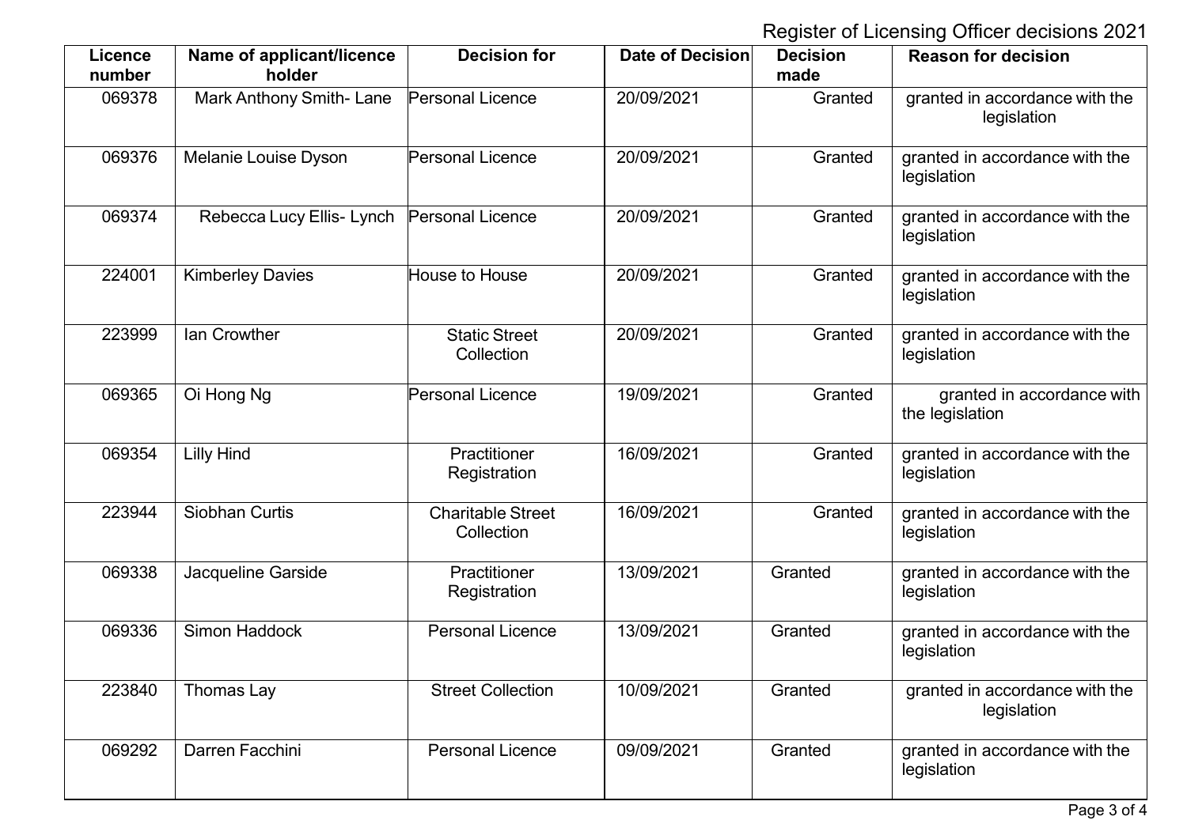Register of Licensing Officer decisions 2021

| Licence number | Name of applicant/licence holder | Decision for | Date of Decision | Decision made | Reason for decision |
|---|---|---|---|---|---|
| 069378 | Mark Anthony Smith- Lane | Personal Licence | 20/09/2021 | Granted | granted in accordance with the legislation |
| 069376 | Melanie Louise Dyson | Personal Licence | 20/09/2021 | Granted | granted in accordance with the legislation |
| 069374 | Rebecca Lucy Ellis- Lynch | Personal Licence | 20/09/2021 | Granted | granted in accordance with the legislation |
| 224001 | Kimberley Davies | House to House | 20/09/2021 | Granted | granted in accordance with the legislation |
| 223999 | Ian Crowther | Static Street Collection | 20/09/2021 | Granted | granted in accordance with the legislation |
| 069365 | Oi Hong Ng | Personal Licence | 19/09/2021 | Granted | granted in accordance with the legislation |
| 069354 | Lilly Hind | Practitioner Registration | 16/09/2021 | Granted | granted in accordance with the legislation |
| 223944 | Siobhan Curtis | Charitable Street Collection | 16/09/2021 | Granted | granted in accordance with the legislation |
| 069338 | Jacqueline Garside | Practitioner Registration | 13/09/2021 | Granted | granted in accordance with the legislation |
| 069336 | Simon Haddock | Personal Licence | 13/09/2021 | Granted | granted in accordance with the legislation |
| 223840 | Thomas Lay | Street Collection | 10/09/2021 | Granted | granted in accordance with the legislation |
| 069292 | Darren Facchini | Personal Licence | 09/09/2021 | Granted | granted in accordance with the legislation |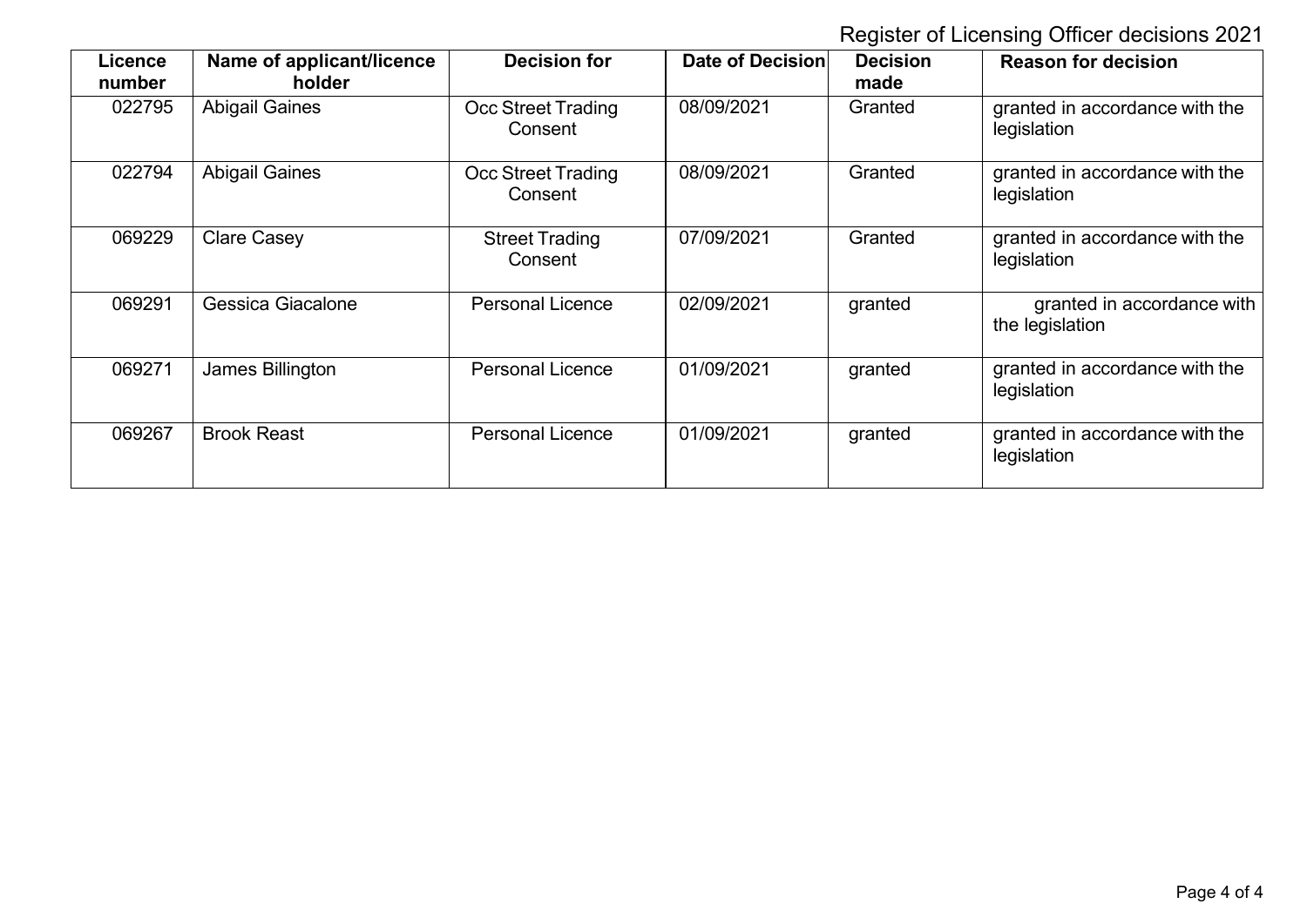Register of Licensing Officer decisions 2021

| Licence number | Name of applicant/licence holder | Decision for | Date of Decision | Decision made | Reason for decision |
|---|---|---|---|---|---|
| 022795 | Abigail Gaines | Occ Street Trading Consent | 08/09/2021 | Granted | granted in accordance with the legislation |
| 022794 | Abigail Gaines | Occ Street Trading Consent | 08/09/2021 | Granted | granted in accordance with the legislation |
| 069229 | Clare Casey | Street Trading Consent | 07/09/2021 | Granted | granted in accordance with the legislation |
| 069291 | Gessica Giacalone | Personal Licence | 02/09/2021 | granted | granted in accordance with the legislation |
| 069271 | James Billington | Personal Licence | 01/09/2021 | granted | granted in accordance with the legislation |
| 069267 | Brook Reast | Personal Licence | 01/09/2021 | granted | granted in accordance with the legislation |